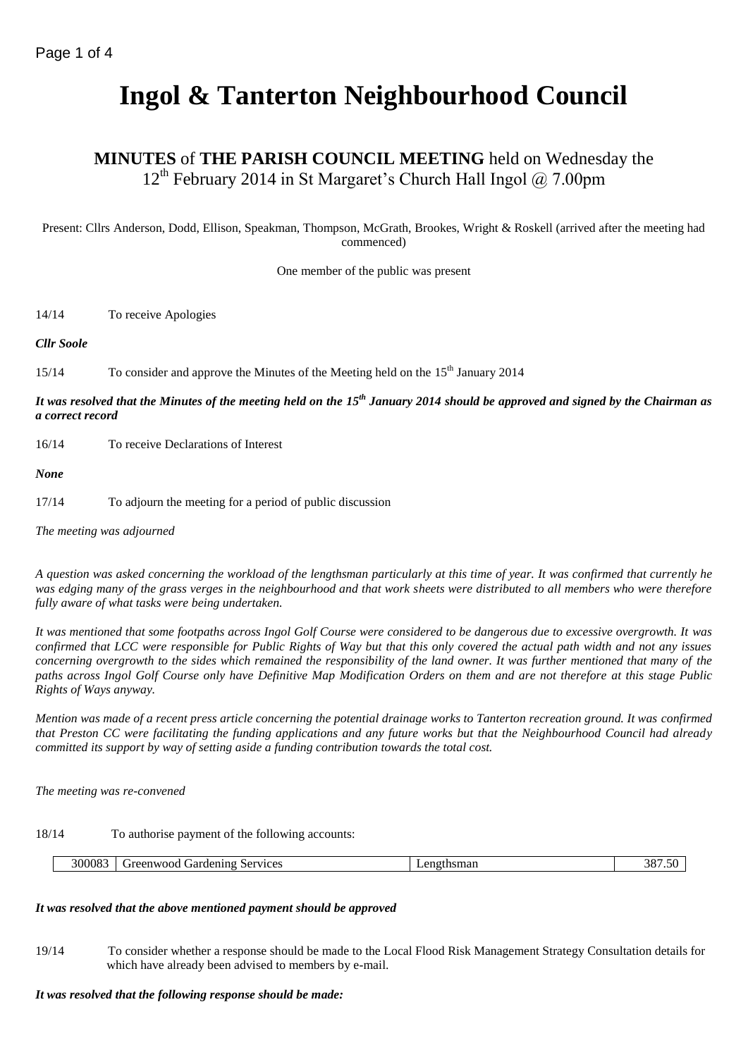# Ingol & Tanterton Neighbourhood Council

## MINUTES of THE PARISH COUNCIL MEETING held on Wednesday the 12th February 2014 in St Margaret's Church Hall Ingol @ 7.00pm

Present: Cllrs Anderson, Dodd, Ellison, Speakman, Thompson, McGrath, Brookes, Wright & Roskell (arrived after the meeting had commenced)

One member of the public was present

14/14 To receive Apologies

***Cllr Soole***

15/14 To consider and approve the Minutes of the Meeting held on the 15th January 2014

***It was resolved that the Minutes of the meeting held on the 15th January 2014 should be approved and signed by the Chairman as a correct record***

16/14 To receive Declarations of Interest

***None***

17/14 To adjourn the meeting for a period of public discussion

*The meeting was adjourned*

*A question was asked concerning the workload of the lengthsman particularly at this time of year. It was confirmed that currently he was edging many of the grass verges in the neighbourhood and that work sheets were distributed to all members who were therefore fully aware of what tasks were being undertaken.*

*It was mentioned that some footpaths across Ingol Golf Course were considered to be dangerous due to excessive overgrowth. It was confirmed that LCC were responsible for Public Rights of Way but that this only covered the actual path width and not any issues concerning overgrowth to the sides which remained the responsibility of the land owner. It was further mentioned that many of the paths across Ingol Golf Course only have Definitive Map Modification Orders on them and are not therefore at this stage Public Rights of Ways anyway.*

*Mention was made of a recent press article concerning the potential drainage works to Tanterton recreation ground. It was confirmed that Preston CC were facilitating the funding applications and any future works but that the Neighbourhood Council had already committed its support by way of setting aside a funding contribution towards the total cost.*

*The meeting was re-convened*

18/14 To authorise payment of the following accounts:

| 300083 | Greenwood Gardening Services | Lengthsman | 387.50 |
|---|---|---|---|

***It was resolved that the above mentioned payment should be approved***

19/14 To consider whether a response should be made to the Local Flood Risk Management Strategy Consultation details for which have already been advised to members by e-mail.

***It was resolved that the following response should be made:***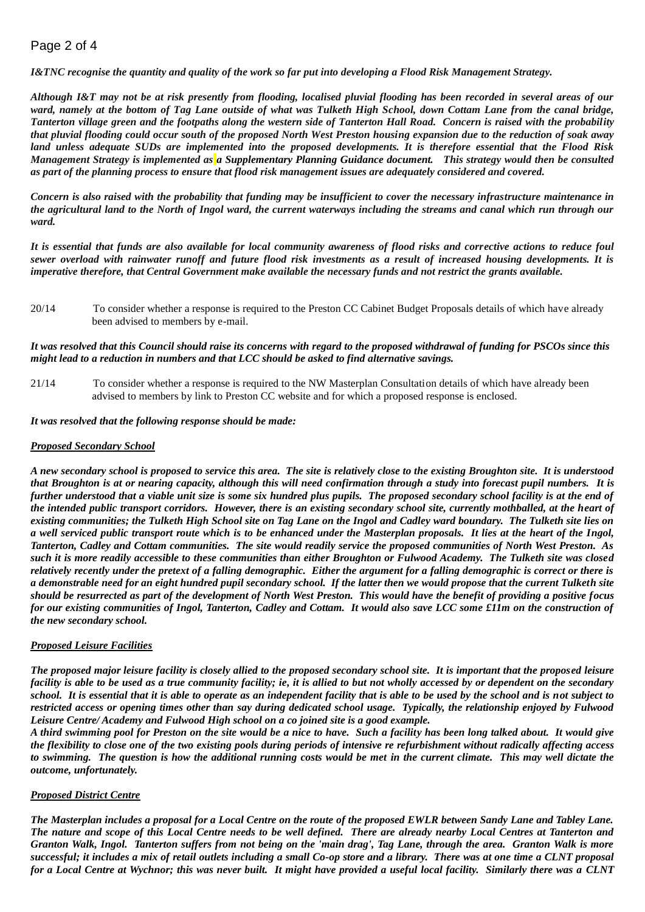*I&TNC recognise the quantity and quality of the work so far put into developing a Flood Risk Management Strategy.*

***Although I&T may not be at risk presently from flooding, localised pluvial flooding has been recorded in several areas of our ward, namely at the bottom of Tag Lane outside of what was Tulketh High School, down Cottam Lane from the canal bridge, Tanterton village green and the footpaths along the western side of Tanterton Hall Road. Concern is raised with the probability that pluvial flooding could occur south of the proposed North West Preston housing expansion due to the reduction of soak away land unless adequate SUDs are implemented into the proposed developments. It is therefore essential that the Flood Risk Management Strategy is implemented as a Supplementary Planning Guidance document. This strategy would then be consulted as part of the planning process to ensure that flood risk management issues are adequately considered and covered.***

***Concern is also raised with the probability that funding may be insufficient to cover the necessary infrastructure maintenance in the agricultural land to the North of Ingol ward, the current waterways including the streams and canal which run through our ward.***

***It is essential that funds are also available for local community awareness of flood risks and corrective actions to reduce foul sewer overload with rainwater runoff and future flood risk investments as a result of increased housing developments. It is imperative therefore, that Central Government make available the necessary funds and not restrict the grants available.***

20/14 To consider whether a response is required to the Preston CC Cabinet Budget Proposals details of which have already been advised to members by e-mail.

***It was resolved that this Council should raise its concerns with regard to the proposed withdrawal of funding for PSCOs since this might lead to a reduction in numbers and that LCC should be asked to find alternative savings.***

21/14 To consider whether a response is required to the NW Masterplan Consultation details of which have already been advised to members by link to Preston CC website and for which a proposed response is enclosed.

***It was resolved that the following response should be made:***

***Proposed Secondary School***

***A new secondary school is proposed to service this area. The site is relatively close to the existing Broughton site. It is understood that Broughton is at or nearing capacity, although this will need confirmation through a study into forecast pupil numbers. It is further understood that a viable unit size is some six hundred plus pupils. The proposed secondary school facility is at the end of the intended public transport corridors. However, there is an existing secondary school site, currently mothballed, at the heart of existing communities; the Tulketh High School site on Tag Lane on the Ingol and Cadley ward boundary. The Tulketh site lies on a well serviced public transport route which is to be enhanced under the Masterplan proposals. It lies at the heart of the Ingol, Tanterton, Cadley and Cottam communities. The site would readily service the proposed communities of North West Preston. As such it is more readily accessible to these communities than either Broughton or Fulwood Academy. The Tulketh site was closed relatively recently under the pretext of a falling demographic. Either the argument for a falling demographic is correct or there is a demonstrable need for an eight hundred pupil secondary school. If the latter then we would propose that the current Tulketh site should be resurrected as part of the development of North West Preston. This would have the benefit of providing a positive focus for our existing communities of Ingol, Tanterton, Cadley and Cottam. It would also save LCC some £11m on the construction of the new secondary school.***

***Proposed Leisure Facilities***

***The proposed major leisure facility is closely allied to the proposed secondary school site. It is important that the proposed leisure facility is able to be used as a true community facility; ie, it is allied to but not wholly accessed by or dependent on the secondary school. It is essential that it is able to operate as an independent facility that is able to be used by the school and is not subject to restricted access or opening times other than say during dedicated school usage. Typically, the relationship enjoyed by Fulwood Leisure Centre/ Academy and Fulwood High school on a co joined site is a good example.***

***A third swimming pool for Preston on the site would be a nice to have. Such a facility has been long talked about. It would give the flexibility to close one of the two existing pools during periods of intensive re refurbishment without radically affecting access to swimming. The question is how the additional running costs would be met in the current climate. This may well dictate the outcome, unfortunately.***

***Proposed District Centre***

***The Masterplan includes a proposal for a Local Centre on the route of the proposed EWLR between Sandy Lane and Tabley Lane. The nature and scope of this Local Centre needs to be well defined. There are already nearby Local Centres at Tanterton and Granton Walk, Ingol. Tanterton suffers from not being on the 'main drag', Tag Lane, through the area. Granton Walk is more successful; it includes a mix of retail outlets including a small Co-op store and a library. There was at one time a CLNT proposal for a Local Centre at Wychnor; this was never built. It might have provided a useful local facility. Similarly there was a CLNT***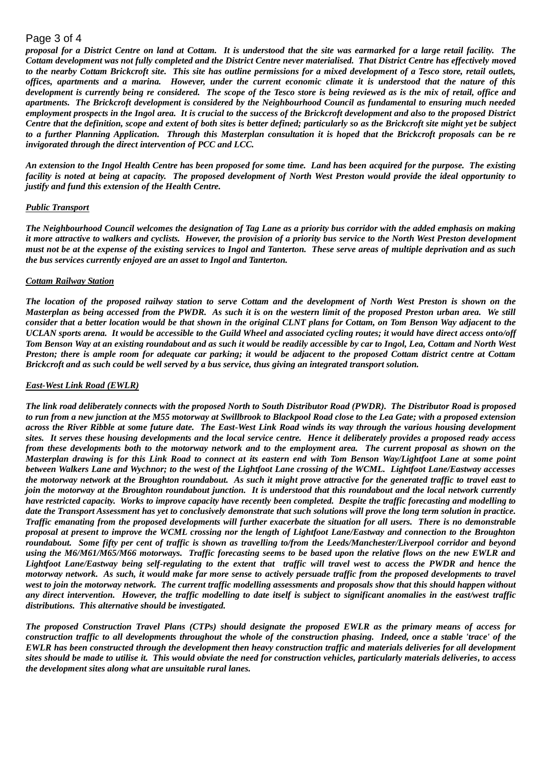*proposal for a District Centre on land at Cottam. It is understood that the site was earmarked for a large retail facility. The Cottam development was not fully completed and the District Centre never materialised. That District Centre has effectively moved to the nearby Cottam Brickcroft site. This site has outline permissions for a mixed development of a Tesco store, retail outlets, offices, apartments and a marina. However, under the current economic climate it is understood that the nature of this development is currently being re considered. The scope of the Tesco store is being reviewed as is the mix of retail, office and apartments. The Brickcroft development is considered by the Neighbourhood Council as fundamental to ensuring much needed employment prospects in the Ingol area. It is crucial to the success of the Brickcroft development and also to the proposed District Centre that the definition, scope and extent of both sites is better defined; particularly so as the Brickcroft site might yet be subject to a further Planning Application. Through this Masterplan consultation it is hoped that the Brickcroft proposals can be re invigorated through the direct intervention of PCC and LCC.*

*An extension to the Ingol Health Centre has been proposed for some time. Land has been acquired for the purpose. The existing facility is noted at being at capacity. The proposed development of North West Preston would provide the ideal opportunity to justify and fund this extension of the Health Centre.*

***Public Transport***

*The Neighbourhood Council welcomes the designation of Tag Lane as a priority bus corridor with the added emphasis on making it more attractive to walkers and cyclists. However, the provision of a priority bus service to the North West Preston development must not be at the expense of the existing services to Ingol and Tanterton. These serve areas of multiple deprivation and as such the bus services currently enjoyed are an asset to Ingol and Tanterton.*

***Cottam Railway Station***

*The location of the proposed railway station to serve Cottam and the development of North West Preston is shown on the Masterplan as being accessed from the PWDR. As such it is on the western limit of the proposed Preston urban area. We still consider that a better location would be that shown in the original CLNT plans for Cottam, on Tom Benson Way adjacent to the UCLAN sports arena. It would be accessible to the Guild Wheel and associated cycling routes; it would have direct access onto/off Tom Benson Way at an existing roundabout and as such it would be readily accessible by car to Ingol, Lea, Cottam and North West Preston; there is ample room for adequate car parking; it would be adjacent to the proposed Cottam district centre at Cottam Brickcroft and as such could be well served by a bus service, thus giving an integrated transport solution.*

***East-West Link Road (EWLR)***

*The link road deliberately connects with the proposed North to South Distributor Road (PWDR). The Distributor Road is proposed to run from a new junction at the M55 motorway at Swillbrook to Blackpool Road close to the Lea Gate; with a proposed extension across the River Ribble at some future date. The East-West Link Road winds its way through the various housing development sites. It serves these housing developments and the local service centre. Hence it deliberately provides a proposed ready access from these developments both to the motorway network and to the employment area. The current proposal as shown on the Masterplan drawing is for this Link Road to connect at its eastern end with Tom Benson Way/Lightfoot Lane at some point between Walkers Lane and Wychnor; to the west of the Lightfoot Lane crossing of the WCML. Lightfoot Lane/Eastway accesses the motorway network at the Broughton roundabout. As such it might prove attractive for the generated traffic to travel east to join the motorway at the Broughton roundabout junction. It is understood that this roundabout and the local network currently have restricted capacity. Works to improve capacity have recently been completed. Despite the traffic forecasting and modelling to date the Transport Assessment has yet to conclusively demonstrate that such solutions will prove the long term solution in practice. Traffic emanating from the proposed developments will further exacerbate the situation for all users. There is no demonstrable proposal at present to improve the WCML crossing nor the length of Lightfoot Lane/Eastway and connection to the Broughton roundabout. Some fifty per cent of traffic is shown as travelling to/from the Leeds/Manchester/Liverpool corridor and beyond using the M6/M61/M65/M66 motorways. Traffic forecasting seems to be based upon the relative flows on the new EWLR and Lightfoot Lane/Eastway being self-regulating to the extent that traffic will travel west to access the PWDR and hence the motorway network. As such, it would make far more sense to actively persuade traffic from the proposed developments to travel west to join the motorway network. The current traffic modelling assessments and proposals show that this should happen without any direct intervention. However, the traffic modelling to date itself is subject to significant anomalies in the east/west traffic distributions. This alternative should be investigated.*

*The proposed Construction Travel Plans (CTPs) should designate the proposed EWLR as the primary means of access for construction traffic to all developments throughout the whole of the construction phasing. Indeed, once a stable 'trace' of the EWLR has been constructed through the development then heavy construction traffic and materials deliveries for all development sites should be made to utilise it. This would obviate the need for construction vehicles, particularly materials deliveries, to access the development sites along what are unsuitable rural lanes.*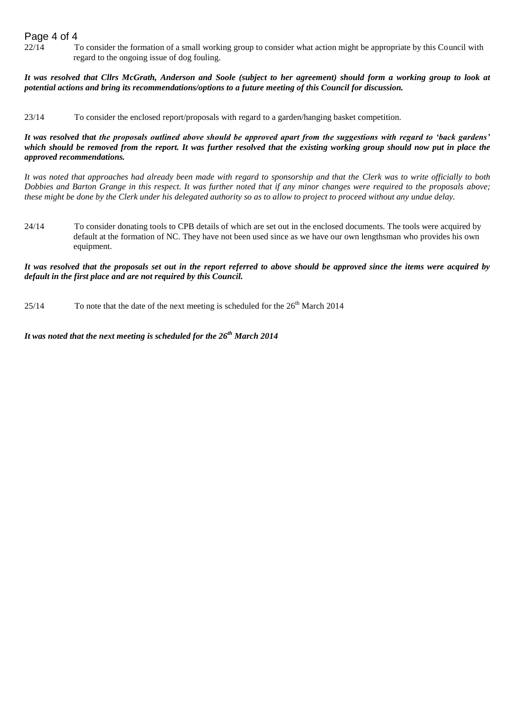22/14 To consider the formation of a small working group to consider what action might be appropriate by this Council with regard to the ongoing issue of dog fouling.

***It was resolved that Cllrs McGrath, Anderson and Soole (subject to her agreement) should form a working group to look at potential actions and bring its recommendations/options to a future meeting of this Council for discussion.***

23/14 To consider the enclosed report/proposals with regard to a garden/hanging basket competition.

***It was resolved that the proposals outlined above should be approved apart from the suggestions with regard to 'back gardens' which should be removed from the report. It was further resolved that the existing working group should now put in place the approved recommendations.***

*It was noted that approaches had already been made with regard to sponsorship and that the Clerk was to write officially to both Dobbies and Barton Grange in this respect. It was further noted that if any minor changes were required to the proposals above; these might be done by the Clerk under his delegated authority so as to allow to project to proceed without any undue delay.*

24/14 To consider donating tools to CPB details of which are set out in the enclosed documents. The tools were acquired by default at the formation of NC. They have not been used since as we have our own lengthsman who provides his own equipment.

***It was resolved that the proposals set out in the report referred to above should be approved since the items were acquired by default in the first place and are not required by this Council.***

25/14 To note that the date of the next meeting is scheduled for the 26th March 2014

***It was noted that the next meeting is scheduled for the 26th March 2014***